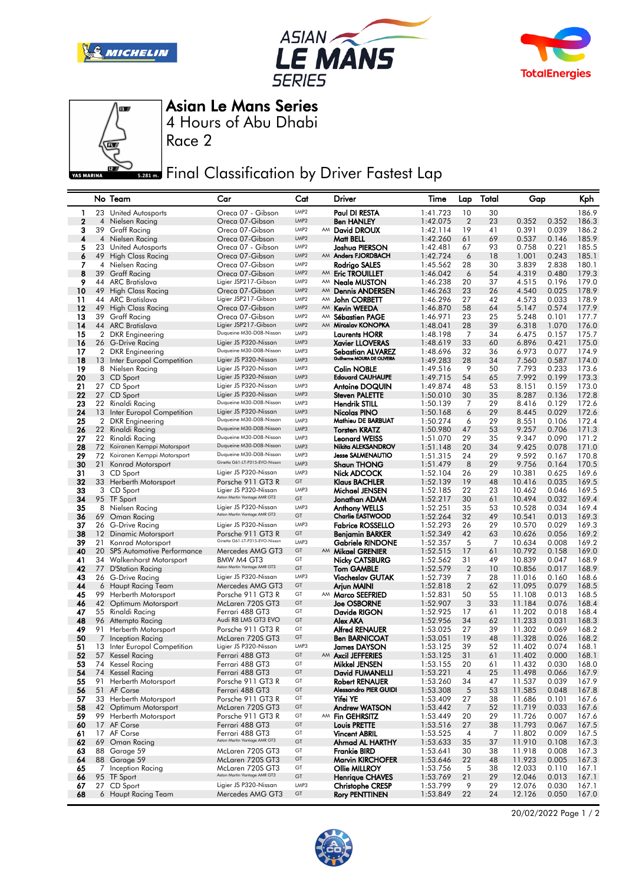# Asian Le Mans Series

4 Hours of Abu Dhabi

Race 2

## Final Classification by Driver Fastest Lap

| | No | Team | Car | Cat | | Driver | Time | Lap | Total | Gap | | Kph |
|---|---|---|---|---|---|---|---|---|---|---|---|---|
| 1 | 23 | United Autosports | Oreca 07 - Gibson | LMP2 | | Paul DI RESTA | 1:41.723 | 10 | 30 | | | 186.9 |
| 2 | 4 | Nielsen Racing | Oreca 07-Gibson | LMP2 | | Ben HANLEY | 1:42.075 | 2 | 23 | 0.352 | 0.352 | 186.3 |
| 3 | 39 | Graff Racing | Oreca 07-Gibson | LMP2 | AM | David DROUX | 1:42.114 | 19 | 41 | 0.391 | 0.039 | 186.2 |
| 4 | 4 | Nielsen Racing | Oreca 07-Gibson | LMP2 | | Matt BELL | 1:42.260 | 61 | 69 | 0.537 | 0.146 | 185.9 |
| 5 | 23 | United Autosports | Oreca 07 - Gibson | LMP2 | | Joshua PIERSON | 1:42.481 | 67 | 93 | 0.758 | 0.221 | 185.5 |
| 6 | 49 | High Class Racing | Oreca 07-Gibson | LMP2 | AM | Anders FJORDBACH | 1:42.724 | 6 | 18 | 1.001 | 0.243 | 185.1 |
| 7 | 4 | Nielsen Racing | Oreca 07-Gibson | LMP2 | | Rodrigo SALES | 1:45.562 | 28 | 30 | 3.839 | 2.838 | 180.1 |
| 8 | 39 | Graff Racing | Oreca 07-Gibson | LMP2 | AM | Eric TROUILLET | 1:46.042 | 6 | 54 | 4.319 | 0.480 | 179.3 |
| 9 | 44 | ARC Bratislava | Ligier JSP217-Gibson | LMP2 | AM | Neale MUSTON | 1:46.238 | 20 | 37 | 4.515 | 0.196 | 179.0 |
| 10 | 49 | High Class Racing | Oreca 07-Gibson | LMP2 | AM | Dennis ANDERSEN | 1:46.263 | 23 | 26 | 4.540 | 0.025 | 178.9 |
| 11 | 44 | ARC Bratislava | Ligier JSP217-Gibson | LMP2 | AM | John CORBETT | 1:46.296 | 27 | 42 | 4.573 | 0.033 | 178.9 |
| 12 | 49 | High Class Racing | Oreca 07-Gibson | LMP2 | AM | Kevin WEEDA | 1:46.870 | 58 | 64 | 5.147 | 0.574 | 177.9 |
| 13 | 39 | Graff Racing | Oreca 07-Gibson | LMP2 | AM | Sébastien PAGE | 1:46.971 | 23 | 25 | 5.248 | 0.101 | 177.7 |
| 14 | 44 | ARC Bratislava | Ligier JSP217-Gibson | LMP2 | AM | Miroslav KONOPKA | 1:48.041 | 28 | 39 | 6.318 | 1.070 | 176.0 |
| 15 | 2 | DKR Engineering | Duqueine M30-D08-Nissan | LMP3 | | Laurents HORR | 1:48.198 | 7 | 34 | 6.475 | 0.157 | 175.7 |
| 16 | 26 | G-Drive Racing | Ligier JS P320-Nissan | LMP3 | | Xavier LLOVERAS | 1:48.619 | 33 | 60 | 6.896 | 0.421 | 175.0 |
| 17 | 2 | DKR Engineering | Duqueine M30-D08-Nissan | LMP3 | | Sebastian ALVAREZ | 1:48.696 | 32 | 36 | 6.973 | 0.077 | 174.9 |
| 18 | 13 | Inter Europol Competition | Ligier JS P320-Nissan | LMP3 | | Guilherme MOURA DE OLIVEIRA | 1:49.283 | 28 | 34 | 7.560 | 0.587 | 174.0 |
| 19 | 8 | Nielsen Racing | Ligier JS P320-Nissan | LMP3 | | Colin NOBLE | 1:49.516 | 9 | 50 | 7.793 | 0.233 | 173.6 |
| 20 | 3 | CD Sport | Ligier JS P320-Nissan | LMP3 | | Edouard CAUHAUPE | 1:49.715 | 54 | 65 | 7.992 | 0.199 | 173.3 |
| 21 | 27 | CD Sport | Ligier JS P320-Nissan | LMP3 | | Antoine DOQUIN | 1:49.874 | 48 | 53 | 8.151 | 0.159 | 173.0 |
| 22 | 27 | CD Sport | Ligier JS P320-Nissan | LMP3 | | Steven PALETTE | 1:50.010 | 30 | 35 | 8.287 | 0.136 | 172.8 |
| 23 | 22 | Rinaldi Racing | Duqueine M30-D08-Nissan | LMP3 | | Hendrik STILL | 1:50.139 | 7 | 29 | 8.416 | 0.129 | 172.6 |
| 24 | 13 | Inter Europol Competition | Ligier JS P320-Nissan | LMP3 | | Nicolas PINO | 1:50.168 | 6 | 29 | 8.445 | 0.029 | 172.6 |
| 25 | 2 | DKR Engineering | Duqueine M30-D08-Nissan | LMP3 | | Mathieu DE BARBUAT | 1:50.274 | 6 | 29 | 8.551 | 0.106 | 172.4 |
| 26 | 22 | Rinaldi Racing | Duqueine M30-D08-Nissan | LMP3 | | Torsten KRATZ | 1:50.980 | 47 | 53 | 9.257 | 0.706 | 171.3 |
| 27 | 22 | Rinaldi Racing | Duqueine M30-D08-Nissan | LMP3 | | Leonard WEISS | 1:51.070 | 29 | 35 | 9.347 | 0.090 | 171.2 |
| 28 | 72 | Koiranen Kemppi Motorsport | Duqueine M30-D08-Nissan | LMP3 | | Nikita ALEKSANDROV | 1:51.148 | 20 | 34 | 9.425 | 0.078 | 171.0 |
| 29 | 72 | Koiranen Kemppi Motorsport | Duqueine M30-D08-Nissan | LMP3 | | Jesse SALMENAUTIO | 1:51.315 | 24 | 29 | 9.592 | 0.167 | 170.8 |
| 30 | 21 | Konrad Motorsport | Ginetta G61-LT-P315-EVO-Nissan | LMP3 | | Shaun THONG | 1:51.479 | 8 | 29 | 9.756 | 0.164 | 170.5 |
| 31 | 3 | CD Sport | Ligier JS P320-Nissan | LMP3 | | Nick ADCOCK | 1:52.104 | 26 | 29 | 10.381 | 0.625 | 169.6 |
| 32 | 33 | Herberth Motorsport | Porsche 911 GT3 R | GT | | Klaus BACHLER | 1:52.139 | 19 | 48 | 10.416 | 0.035 | 169.5 |
| 33 | 3 | CD Sport | Ligier JS P320-Nissan | LMP3 | | Michael JENSEN | 1:52.185 | 22 | 23 | 10.462 | 0.046 | 169.5 |
| 34 | 95 | TF Sport | Aston Martin Vantage AMR GT3 | GT | | Jonathan ADAM | 1:52.217 | 30 | 61 | 10.494 | 0.032 | 169.4 |
| 35 | 8 | Nielsen Racing | Ligier JS P320-Nissan | LMP3 | | Anthony WELLS | 1:52.251 | 35 | 53 | 10.528 | 0.034 | 169.4 |
| 36 | 69 | Oman Racing | Aston Martin Vantage AMR GT3 | GT | | Charlie EASTWOOD | 1:52.264 | 32 | 49 | 10.541 | 0.013 | 169.3 |
| 37 | 26 | G-Drive Racing | Ligier JS P320-Nissan | LMP3 | | Fabrice ROSSELLO | 1:52.293 | 26 | 29 | 10.570 | 0.029 | 169.3 |
| 38 | 12 | Dinamic Motorsport | Porsche 911 GT3 R | GT | | Benjamin BARKER | 1:52.349 | 42 | 63 | 10.626 | 0.056 | 169.2 |
| 39 | 21 | Konrad Motorsport | Ginetta G61-LT-P315-EVO-Nissan | LMP3 | | Gabriele RINDONE | 1:52.357 | 5 | 7 | 10.634 | 0.008 | 169.2 |
| 40 | 20 | SPS Automotive Performance | Mercedes AMG GT3 | GT | AM | Mikael GRENIER | 1:52.515 | 17 | 61 | 10.792 | 0.158 | 169.0 |
| 41 | 34 | Walkenhorst Motorsport | BMW M4 GT3 | GT | | Nicky CATSBURG | 1:52.562 | 31 | 49 | 10.839 | 0.047 | 168.9 |
| 42 | 77 | D'Station Racing | Aston Martin Vantage AMR GT3 | GT | | Tom GAMBLE | 1:52.579 | 2 | 10 | 10.856 | 0.017 | 168.9 |
| 43 | 26 | G-Drive Racing | Ligier JS P320-Nissan | LMP3 | | Viacheslav GUTAK | 1:52.739 | 7 | 28 | 11.016 | 0.160 | 168.6 |
| 44 | 6 | Haupt Racing Team | Mercedes AMG GT3 | GT | | Arjun MAINI | 1:52.818 | 2 | 62 | 11.095 | 0.079 | 168.5 |
| 45 | 99 | Herberth Motorsport | Porsche 911 GT3 R | GT | AM | Marco SEEFRIED | 1:52.831 | 50 | 55 | 11.108 | 0.013 | 168.5 |
| 46 | 42 | Optimum Motorsport | McLaren 720S GT3 | GT | | Joe OSBORNE | 1:52.907 | 3 | 33 | 11.184 | 0.076 | 168.4 |
| 47 | 55 | Rinaldi Racing | Ferrari 488 GT3 | GT | | Davide RIGON | 1:52.925 | 17 | 61 | 11.202 | 0.018 | 168.4 |
| 48 | 96 | Attempto Racing | Audi R8 LMS GT3 EVO | GT | | Alex AKA | 1:52.956 | 34 | 62 | 11.233 | 0.031 | 168.3 |
| 49 | 91 | Herberth Motorsport | Porsche 911 GT3 R | GT | | Alfred RENAUER | 1:53.025 | 27 | 39 | 11.302 | 0.069 | 168.2 |
| 50 | 7 | Inception Racing | McLaren 720S GT3 | GT | | Ben BARNICOAT | 1:53.051 | 19 | 48 | 11.328 | 0.026 | 168.2 |
| 51 | 13 | Inter Europol Competition | Ligier JS P320-Nissan | LMP3 | | James DAYSON | 1:53.125 | 39 | 52 | 11.402 | 0.074 | 168.1 |
| 52 | 57 | Kessel Racing | Ferrari 488 GT3 | GT | AM | Axcil JEFFERIES | 1:53.125 | 31 | 61 | 11.402 | 0.000 | 168.1 |
| 53 | 74 | Kessel Racing | Ferrari 488 GT3 | GT | | Mikkel JENSEN | 1:53.155 | 20 | 61 | 11.432 | 0.030 | 168.0 |
| 54 | 74 | Kessel Racing | Ferrari 488 GT3 | GT | | David FUMANELLI | 1:53.221 | 4 | 25 | 11.498 | 0.066 | 167.9 |
| 55 | 91 | Herberth Motorsport | Porsche 911 GT3 R | GT | | Robert RENAUER | 1:53.260 | 34 | 47 | 11.537 | 0.039 | 167.9 |
| 56 | 51 | AF Corse | Ferrari 488 GT3 | GT | | Alessandro PIER GUIDI | 1:53.308 | 5 | 53 | 11.585 | 0.048 | 167.8 |
| 57 | 33 | Herberth Motorsport | Porsche 911 GT3 R | GT | | Yifei YE | 1:53.409 | 27 | 38 | 11.686 | 0.101 | 167.6 |
| 58 | 42 | Optimum Motorsport | McLaren 720S GT3 | GT | | Andrew WATSON | 1:53.442 | 7 | 52 | 11.719 | 0.033 | 167.6 |
| 59 | 99 | Herberth Motorsport | Porsche 911 GT3 R | GT | AM | Fin GEHRSITZ | 1:53.449 | 20 | 29 | 11.726 | 0.007 | 167.6 |
| 60 | 17 | AF Corse | Ferrari 488 GT3 | GT | | Louis PRETTE | 1:53.516 | 27 | 38 | 11.793 | 0.067 | 167.5 |
| 61 | 17 | AF Corse | Ferrari 488 GT3 | GT | | Vincent ABRIL | 1:53.525 | 4 | 7 | 11.802 | 0.009 | 167.5 |
| 62 | 69 | Oman Racing | Aston Martin Vantage AMR GT3 | GT | | Ahmad AL HARTHY | 1:53.633 | 35 | 37 | 11.910 | 0.108 | 167.3 |
| 63 | 88 | Garage 59 | McLaren 720S GT3 | GT | | Frankie BIRD | 1:53.641 | 30 | 38 | 11.918 | 0.008 | 167.3 |
| 64 | 88 | Garage 59 | McLaren 720S GT3 | GT | | Marvin KIRCHOFER | 1:53.646 | 22 | 48 | 11.923 | 0.005 | 167.3 |
| 65 | 7 | Inception Racing | McLaren 720S GT3 | GT | | Ollie MILLROY | 1:53.756 | 5 | 38 | 12.033 | 0.110 | 167.1 |
| 66 | 95 | TF Sport | Aston Martin Vantage AMR GT3 | GT | | Henrique CHAVES | 1:53.769 | 21 | 29 | 12.046 | 0.013 | 167.1 |
| 67 | 27 | CD Sport | Ligier JS P320-Nissan | LMP3 | | Christophe CRESP | 1:53.799 | 9 | 29 | 12.076 | 0.030 | 167.1 |
| 68 | 6 | Haupt Racing Team | Mercedes AMG GT3 | GT | | Rory PENTTINEN | 1:53.849 | 22 | 24 | 12.126 | 0.050 | 167.0 |

20/02/2022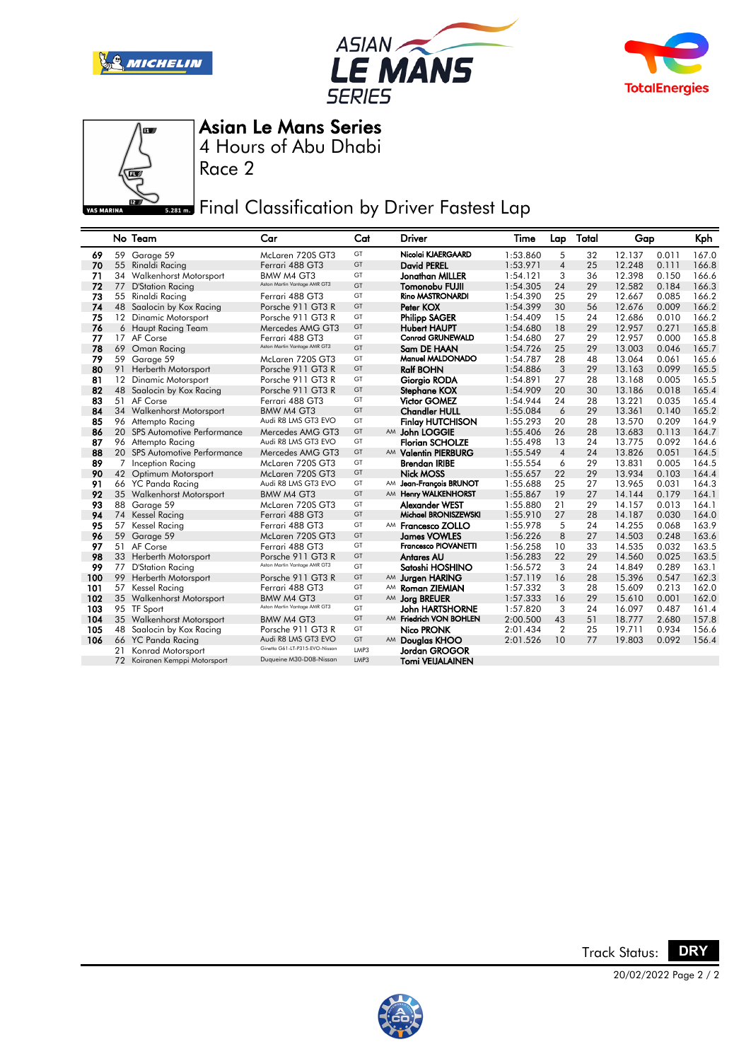# Asian Le Mans Series

4 Hours of Abu Dhabi

Race 2

## Final Classification by Driver Fastest Lap

| | No | Team | Car | Cat | | Driver | Time | Lap | Total | Gap | | Kph |
|---|---|---|---|---|---|---|---|---|---|---|---|---|
| 69 | 59 | Garage 59 | McLaren 720S GT3 | GT | | Nicolai KJAERGAARD | 1:53.860 | 5 | 32 | 12.137 | 0.011 | 167.0 |
| 70 | 55 | Rinaldi Racing | Ferrari 488 GT3 | GT | | David PEREL | 1:53.971 | 4 | 25 | 12.248 | 0.111 | 166.8 |
| 71 | 34 | Walkenhorst Motorsport | BMW M4 GT3 | GT | | Jonathan MILLER | 1:54.121 | 3 | 36 | 12.398 | 0.150 | 166.6 |
| 72 | 77 | D'Station Racing | Aston Martin Vantage AMR GT3 | GT | | Tomonobu FUJII | 1:54.305 | 24 | 29 | 12.582 | 0.184 | 166.3 |
| 73 | 55 | Rinaldi Racing | Ferrari 488 GT3 | GT | | Rino MASTRONARDI | 1:54.390 | 25 | 29 | 12.667 | 0.085 | 166.2 |
| 74 | 48 | Saalocin by Kox Racing | Porsche 911 GT3 R | GT | | Peter KOX | 1:54.399 | 30 | 56 | 12.676 | 0.009 | 166.2 |
| 75 | 12 | Dinamic Motorsport | Porsche 911 GT3 R | GT | | Philipp SAGER | 1:54.409 | 15 | 24 | 12.686 | 0.010 | 166.2 |
| 76 | 6 | Haupt Racing Team | Mercedes AMG GT3 | GT | | Hubert HAUPT | 1:54.680 | 18 | 29 | 12.957 | 0.271 | 165.8 |
| 77 | 17 | AF Corse | Ferrari 488 GT3 | GT | | Conrad GRUNEWALD | 1:54.680 | 27 | 29 | 12.957 | 0.000 | 165.8 |
| 78 | 69 | Oman Racing | Aston Martin Vantage AMR GT3 | GT | | Sam DE HAAN | 1:54.726 | 25 | 29 | 13.003 | 0.046 | 165.7 |
| 79 | 59 | Garage 59 | McLaren 720S GT3 | GT | | Manuel MALDONADO | 1:54.787 | 28 | 48 | 13.064 | 0.061 | 165.6 |
| 80 | 91 | Herberth Motorsport | Porsche 911 GT3 R | GT | | Ralf BOHN | 1:54.886 | 3 | 29 | 13.163 | 0.099 | 165.5 |
| 81 | 12 | Dinamic Motorsport | Porsche 911 GT3 R | GT | | Giorgio RODA | 1:54.891 | 27 | 28 | 13.168 | 0.005 | 165.5 |
| 82 | 48 | Saalocin by Kox Racing | Porsche 911 GT3 R | GT | | Stephane KOX | 1:54.909 | 20 | 30 | 13.186 | 0.018 | 165.4 |
| 83 | 51 | AF Corse | Ferrari 488 GT3 | GT | | Victor GOMEZ | 1:54.944 | 24 | 28 | 13.221 | 0.035 | 165.4 |
| 84 | 34 | Walkenhorst Motorsport | BMW M4 GT3 | GT | | Chandler HULL | 1:55.084 | 6 | 29 | 13.361 | 0.140 | 165.2 |
| 85 | 96 | Attempto Racing | Audi R8 LMS GT3 EVO | GT | | Finlay HUTCHISON | 1:55.293 | 20 | 28 | 13.570 | 0.209 | 164.9 |
| 86 | 20 | SPS Automotive Performance | Mercedes AMG GT3 | GT | AM | John LOGGIE | 1:55.406 | 26 | 28 | 13.683 | 0.113 | 164.7 |
| 87 | 96 | Attempto Racing | Audi R8 LMS GT3 EVO | GT | | Florian SCHOLZE | 1:55.498 | 13 | 24 | 13.775 | 0.092 | 164.6 |
| 88 | 20 | SPS Automotive Performance | Mercedes AMG GT3 | GT | AM | Valentin PIERBURG | 1:55.549 | 4 | 24 | 13.826 | 0.051 | 164.5 |
| 89 | 7 | Inception Racing | McLaren 720S GT3 | GT | | Brendan IRIBE | 1:55.554 | 6 | 29 | 13.831 | 0.005 | 164.5 |
| 90 | 42 | Optimum Motorsport | McLaren 720S GT3 | GT | | Nick MOSS | 1:55.657 | 22 | 29 | 13.934 | 0.103 | 164.4 |
| 91 | 66 | YC Panda Racing | Audi R8 LMS GT3 EVO | GT | AM | Jean-François BRUNOT | 1:55.688 | 25 | 27 | 13.965 | 0.031 | 164.3 |
| 92 | 35 | Walkenhorst Motorsport | BMW M4 GT3 | GT | AM | Henry WALKENHORST | 1:55.867 | 19 | 27 | 14.144 | 0.179 | 164.1 |
| 93 | 88 | Garage 59 | McLaren 720S GT3 | GT | | Alexander WEST | 1:55.880 | 21 | 29 | 14.157 | 0.013 | 164.1 |
| 94 | 74 | Kessel Racing | Ferrari 488 GT3 | GT | | Michael BRONISZEWSKI | 1:55.910 | 27 | 28 | 14.187 | 0.030 | 164.0 |
| 95 | 57 | Kessel Racing | Ferrari 488 GT3 | GT | AM | Francesco ZOLLO | 1:55.978 | 5 | 24 | 14.255 | 0.068 | 163.9 |
| 96 | 59 | Garage 59 | McLaren 720S GT3 | GT | | James VOWLES | 1:56.226 | 8 | 27 | 14.503 | 0.248 | 163.6 |
| 97 | 51 | AF Corse | Ferrari 488 GT3 | GT | | Francesco PIOVANETTI | 1:56.258 | 10 | 33 | 14.535 | 0.032 | 163.5 |
| 98 | 33 | Herberth Motorsport | Porsche 911 GT3 R | GT | | Antares AU | 1:56.283 | 22 | 29 | 14.560 | 0.025 | 163.5 |
| 99 | 77 | D'Station Racing | Aston Martin Vantage AMR GT3 | GT | | Satoshi HOSHINO | 1:56.572 | 3 | 24 | 14.849 | 0.289 | 163.1 |
| 100 | 99 | Herberth Motorsport | Porsche 911 GT3 R | GT | AM | Jurgen HARING | 1:57.119 | 16 | 28 | 15.396 | 0.547 | 162.3 |
| 101 | 57 | Kessel Racing | Ferrari 488 GT3 | GT | AM | Roman ZIEMIAN | 1:57.332 | 3 | 28 | 15.609 | 0.213 | 162.0 |
| 102 | 35 | Walkenhorst Motorsport | BMW M4 GT3 | GT | AM | Jorg BREUER | 1:57.333 | 16 | 29 | 15.610 | 0.001 | 162.0 |
| 103 | 95 | TF Sport | Aston Martin Vantage AMR GT3 | GT | | John HARTSHORNE | 1:57.820 | 3 | 24 | 16.097 | 0.487 | 161.4 |
| 104 | 35 | Walkenhorst Motorsport | BMW M4 GT3 | GT | AM | Friedrich VON BOHLEN | 2:00.500 | 43 | 51 | 18.777 | 2.680 | 157.8 |
| 105 | 48 | Saalocin by Kox Racing | Porsche 911 GT3 R | GT | | Nico PRONK | 2:01.434 | 2 | 25 | 19.711 | 0.934 | 156.6 |
| 106 | 66 | YC Panda Racing | Audi R8 LMS GT3 EVO | GT | AM | Douglas KHOO | 2:01.526 | 10 | 77 | 19.803 | 0.092 | 156.4 |
| | 21 | Konrad Motorsport | Ginetta G61-LT-P315-EVO-Nissan | LMP3 | | Jordan GROGOR | | | | | | |
| | 72 | Koiranen Kemppi Motorsport | Duqueine M30-D08-Nissan | LMP3 | | Tomi VEIJALAINEN | | | | | | |

Track Status: DRY

20/02/2022